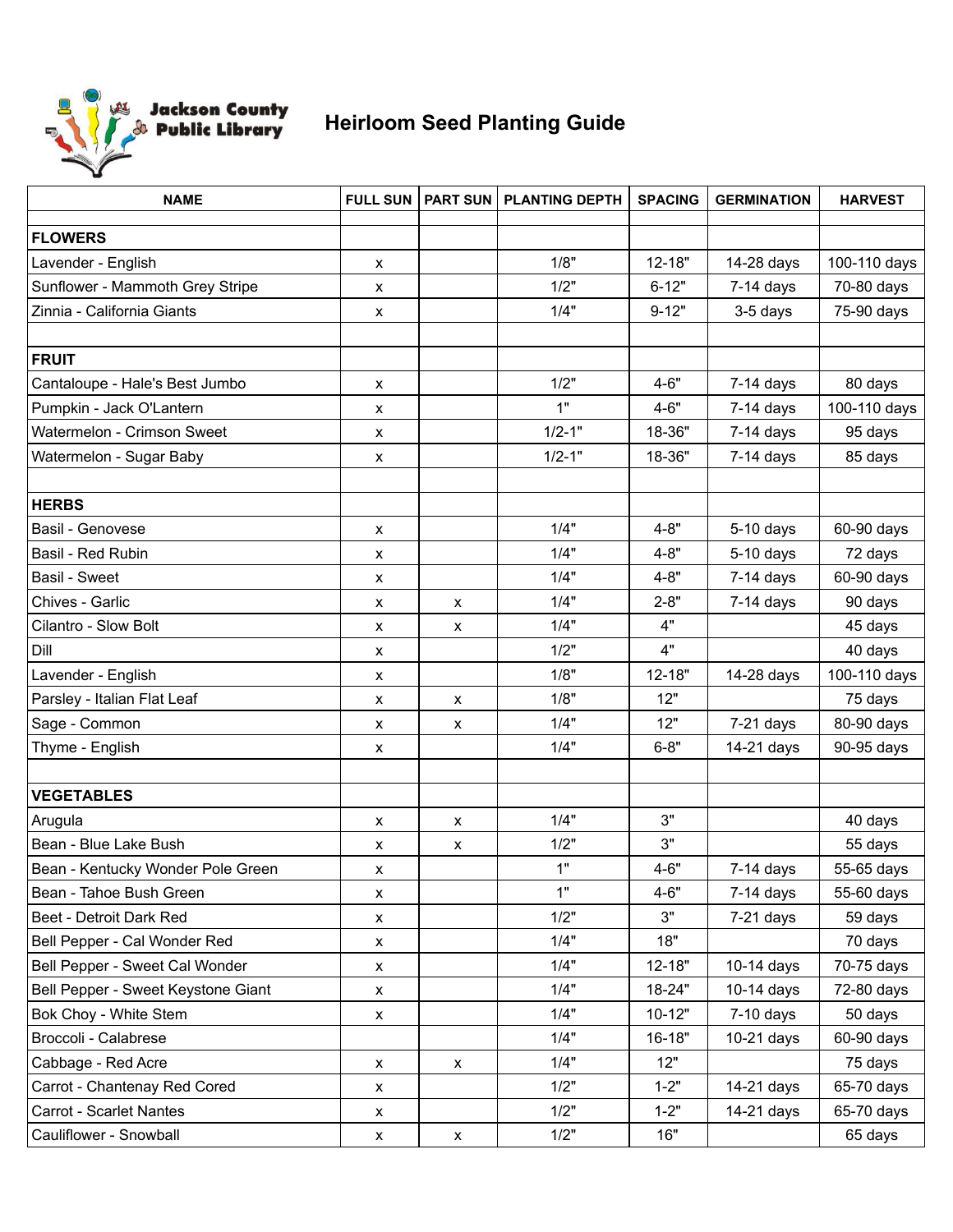Jackson County Public Library

# Heirloom Seed Planting Guide

| NAME | FULL SUN | PART SUN | PLANTING DEPTH | SPACING | GERMINATION | HARVEST |
|---|---|---|---|---|---|---|
| | | | | | | |
| **FLOWERS** | | | | | | |
| Lavender - English | x | | 1/8" | 12-18" | 14-28 days | 100-110 days |
| Sunflower - Mammoth Grey Stripe | x | | 1/2" | 6-12" | 7-14 days | 70-80 days |
| Zinnia - California Giants | x | | 1/4" | 9-12" | 3-5 days | 75-90 days |
| | | | | | | |
| **FRUIT** | | | | | | |
| Cantaloupe - Hale's Best Jumbo | x | | 1/2" | 4-6" | 7-14 days | 80 days |
| Pumpkin - Jack O'Lantern | x | | 1" | 4-6" | 7-14 days | 100-110 days |
| Watermelon - Crimson Sweet | x | | 1/2-1" | 18-36" | 7-14 days | 95 days |
| Watermelon - Sugar Baby | x | | 1/2-1" | 18-36" | 7-14 days | 85 days |
| | | | | | | |
| **HERBS** | | | | | | |
| Basil - Genovese | x | | 1/4" | 4-8" | 5-10 days | 60-90 days |
| Basil - Red Rubin | x | | 1/4" | 4-8" | 5-10 days | 72 days |
| Basil - Sweet | x | | 1/4" | 4-8" | 7-14 days | 60-90 days |
| Chives - Garlic | x | x | 1/4" | 2-8" | 7-14 days | 90 days |
| Cilantro - Slow Bolt | x | x | 1/4" | 4" | | 45 days |
| Dill | x | | 1/2" | 4" | | 40 days |
| Lavender - English | x | | 1/8" | 12-18" | 14-28 days | 100-110 days |
| Parsley - Italian Flat Leaf | x | x | 1/8" | 12" | | 75 days |
| Sage - Common | x | x | 1/4" | 12" | 7-21 days | 80-90 days |
| Thyme - English | x | | 1/4" | 6-8" | 14-21 days | 90-95 days |
| | | | | | | |
| **VEGETABLES** | | | | | | |
| Arugula | x | x | 1/4" | 3" | | 40 days |
| Bean - Blue Lake Bush | x | x | 1/2" | 3" | | 55 days |
| Bean - Kentucky Wonder Pole Green | x | | 1" | 4-6" | 7-14 days | 55-65 days |
| Bean - Tahoe Bush Green | x | | 1" | 4-6" | 7-14 days | 55-60 days |
| Beet - Detroit Dark Red | x | | 1/2" | 3" | 7-21 days | 59 days |
| Bell Pepper - Cal Wonder Red | x | | 1/4" | 18" | | 70 days |
| Bell Pepper - Sweet Cal Wonder | x | | 1/4" | 12-18" | 10-14 days | 70-75 days |
| Bell Pepper - Sweet Keystone Giant | x | | 1/4" | 18-24" | 10-14 days | 72-80 days |
| Bok Choy - White Stem | x | | 1/4" | 10-12" | 7-10 days | 50 days |
| Broccoli - Calabrese | | | 1/4" | 16-18" | 10-21 days | 60-90 days |
| Cabbage - Red Acre | x | x | 1/4" | 12" | | 75 days |
| Carrot - Chantenay Red Cored | x | | 1/2" | 1-2" | 14-21 days | 65-70 days |
| Carrot - Scarlet Nantes | x | | 1/2" | 1-2" | 14-21 days | 65-70 days |
| Cauliflower - Snowball | x | x | 1/2" | 16" | | 65 days |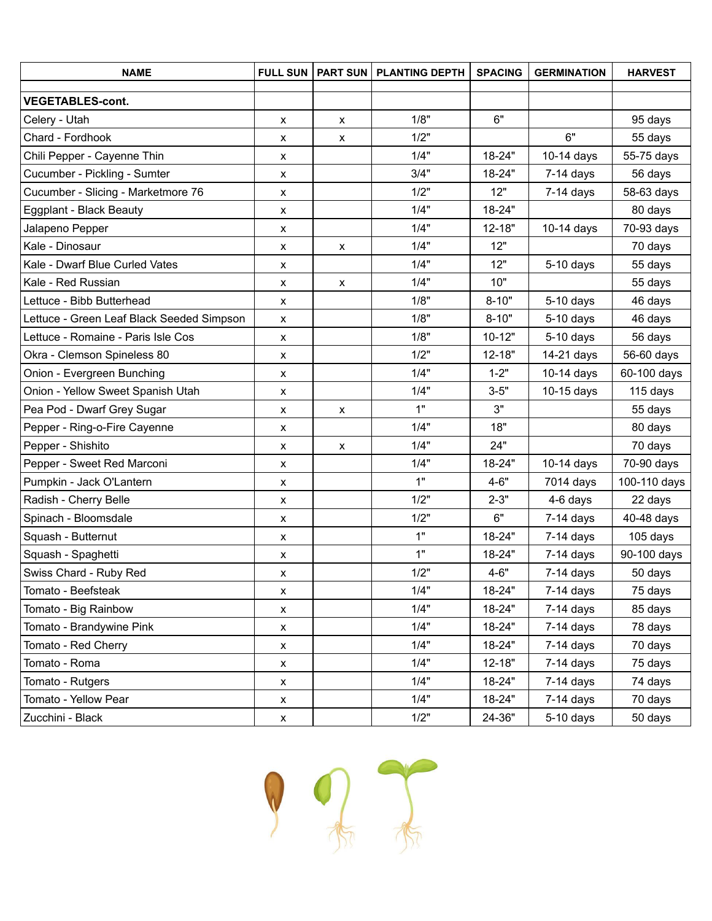| NAME | FULL SUN | PART SUN | PLANTING DEPTH | SPACING | GERMINATION | HARVEST |
|---|---|---|---|---|---|---|
| | | | | | | |
| **VEGETABLES-cont.** | | | | | | |
| Celery - Utah | x | x | 1/8" | 6" | | 95 days |
| Chard - Fordhook | x | x | 1/2" | | 6" | 55 days |
| Chili Pepper - Cayenne Thin | x | | 1/4" | 18-24" | 10-14 days | 55-75 days |
| Cucumber - Pickling - Sumter | x | | 3/4" | 18-24" | 7-14 days | 56 days |
| Cucumber - Slicing - Marketmore 76 | x | | 1/2" | 12" | 7-14 days | 58-63 days |
| Eggplant - Black Beauty | x | | 1/4" | 18-24" | | 80 days |
| Jalapeno Pepper | x | | 1/4" | 12-18" | 10-14 days | 70-93 days |
| Kale - Dinosaur | x | x | 1/4" | 12" | | 70 days |
| Kale - Dwarf Blue Curled Vates | x | | 1/4" | 12" | 5-10 days | 55 days |
| Kale - Red Russian | x | x | 1/4" | 10" | | 55 days |
| Lettuce - Bibb Butterhead | x | | 1/8" | 8-10" | 5-10 days | 46 days |
| Lettuce - Green Leaf Black Seeded Simpson | x | | 1/8" | 8-10" | 5-10 days | 46 days |
| Lettuce - Romaine - Paris Isle Cos | x | | 1/8" | 10-12" | 5-10 days | 56 days |
| Okra - Clemson Spineless 80 | x | | 1/2" | 12-18" | 14-21 days | 56-60 days |
| Onion - Evergreen Bunching | x | | 1/4" | 1-2" | 10-14 days | 60-100 days |
| Onion - Yellow Sweet Spanish Utah | x | | 1/4" | 3-5" | 10-15 days | 115 days |
| Pea Pod - Dwarf Grey Sugar | x | x | 1" | 3" | | 55 days |
| Pepper - Ring-o-Fire Cayenne | x | | 1/4" | 18" | | 80 days |
| Pepper - Shishito | x | x | 1/4" | 24" | | 70 days |
| Pepper - Sweet Red Marconi | x | | 1/4" | 18-24" | 10-14 days | 70-90 days |
| Pumpkin - Jack O'Lantern | x | | 1" | 4-6" | 7014 days | 100-110 days |
| Radish - Cherry Belle | x | | 1/2" | 2-3" | 4-6 days | 22 days |
| Spinach - Bloomsdale | x | | 1/2" | 6" | 7-14 days | 40-48 days |
| Squash - Butternut | x | | 1" | 18-24" | 7-14 days | 105 days |
| Squash - Spaghetti | x | | 1" | 18-24" | 7-14 days | 90-100 days |
| Swiss Chard - Ruby Red | x | | 1/2" | 4-6" | 7-14 days | 50 days |
| Tomato - Beefsteak | x | | 1/4" | 18-24" | 7-14 days | 75 days |
| Tomato - Big Rainbow | x | | 1/4" | 18-24" | 7-14 days | 85 days |
| Tomato - Brandywine Pink | x | | 1/4" | 18-24" | 7-14 days | 78 days |
| Tomato - Red Cherry | x | | 1/4" | 18-24" | 7-14 days | 70 days |
| Tomato - Roma | x | | 1/4" | 12-18" | 7-14 days | 75 days |
| Tomato - Rutgers | x | | 1/4" | 18-24" | 7-14 days | 74 days |
| Tomato - Yellow Pear | x | | 1/4" | 18-24" | 7-14 days | 70 days |
| Zucchini - Black | x | | 1/2" | 24-36" | 5-10 days | 50 days |